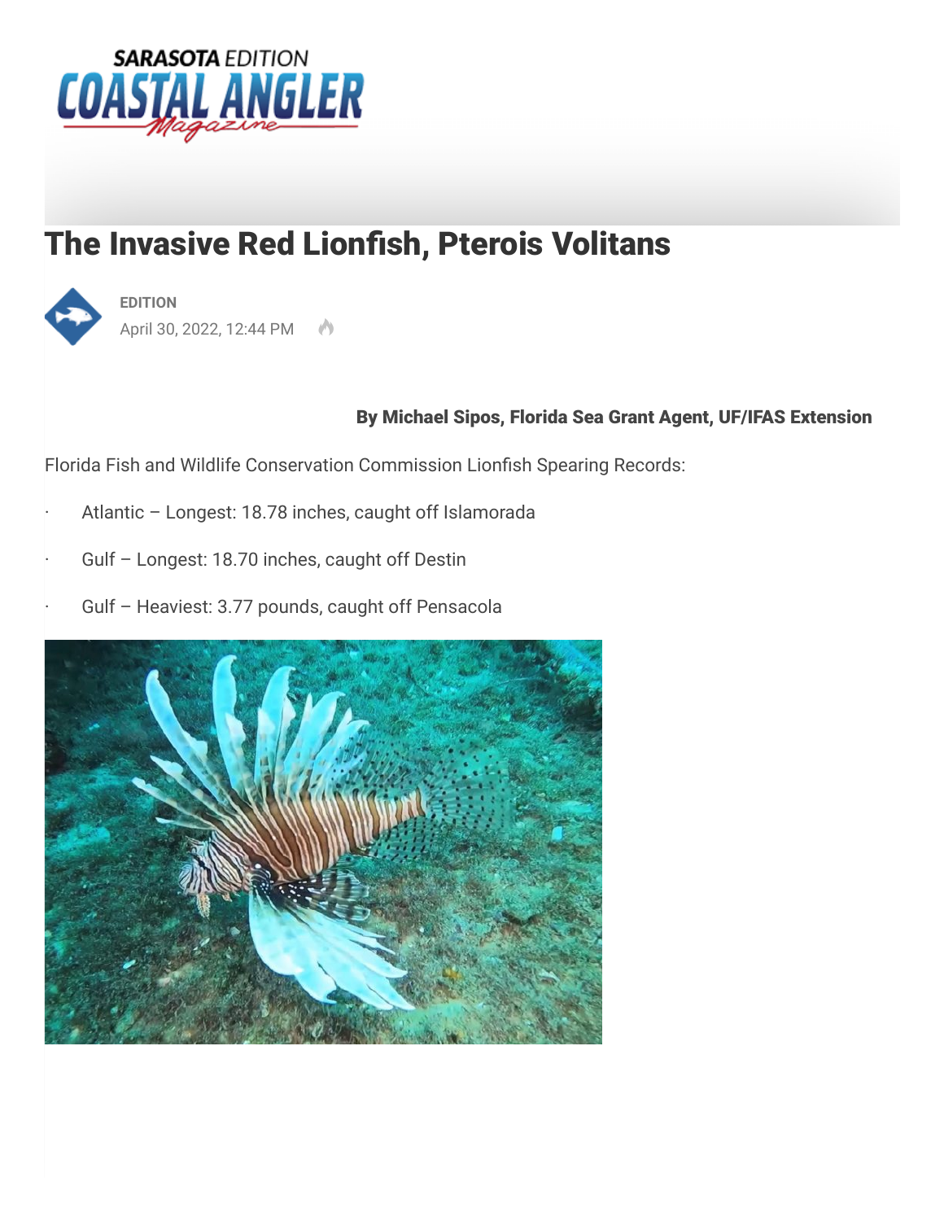# The Invasive Red Lionfish, Pterois Volitans

EDITION

April 30, 2022, 12:44 PM

**By Michael Sipos, Florida Sea Grant Agent, UF/IFAS Extension**

Florida Fish and Wildlife Conservation Commission Lionfish Spearing Records:

- Atlantic – Longest: 18.78 inches, caught off Islamorada
- Gulf – Longest: 18.70 inches, caught off Destin
- Gulf – Heaviest: 3.77 pounds, caught off Pensacola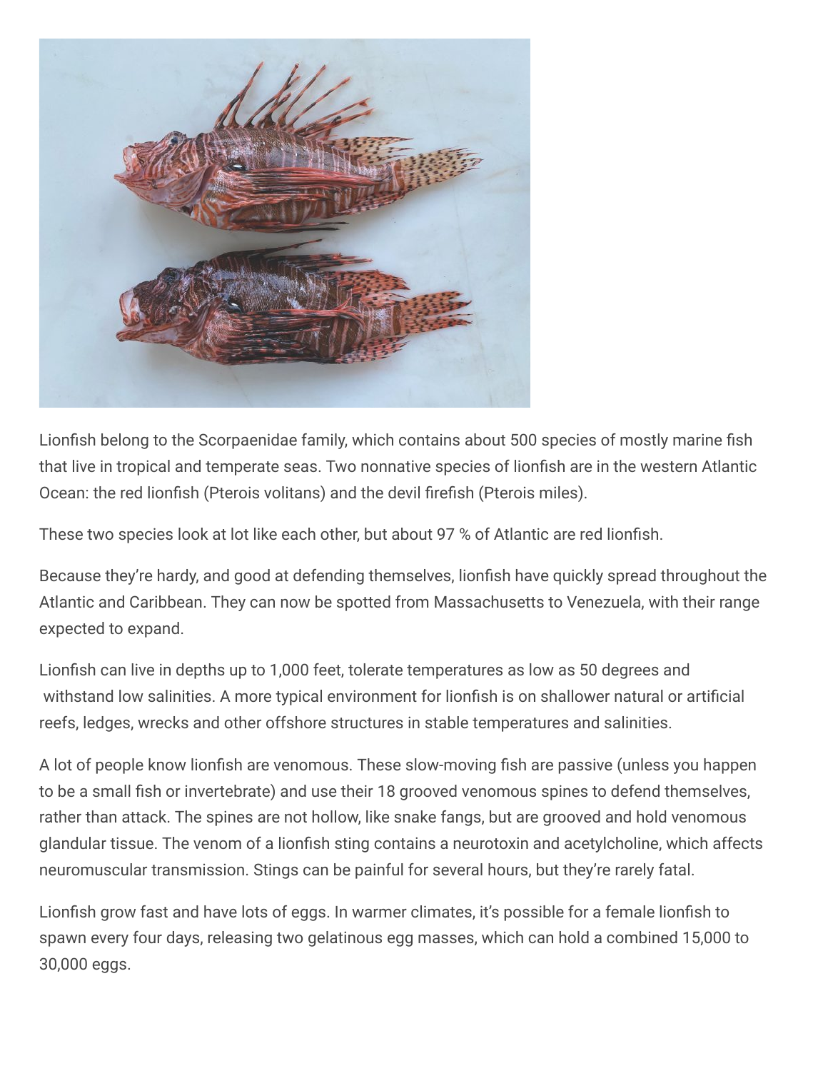Lionfish belong to the Scorpaenidae family, which contains about 500 species of mostly marine fish that live in tropical and temperate seas. Two nonnative species of lionfish are in the western Atlantic Ocean: the red lionfish (Pterois volitans) and the devil firefish (Pterois miles).

These two species look at lot like each other, but about 97 % of Atlantic are red lionfish.

Because they're hardy, and good at defending themselves, lionfish have quickly spread throughout the Atlantic and Caribbean. They can now be spotted from Massachusetts to Venezuela, with their range expected to expand.

Lionfish can live in depths up to 1,000 feet, tolerate temperatures as low as 50 degrees and withstand low salinities. A more typical environment for lionfish is on shallower natural or artificial reefs, ledges, wrecks and other offshore structures in stable temperatures and salinities.

A lot of people know lionfish are venomous. These slow-moving fish are passive (unless you happen to be a small fish or invertebrate) and use their 18 grooved venomous spines to defend themselves, rather than attack. The spines are not hollow, like snake fangs, but are grooved and hold venomous glandular tissue. The venom of a lionfish sting contains a neurotoxin and acetylcholine, which affects neuromuscular transmission. Stings can be painful for several hours, but they're rarely fatal.

Lionfish grow fast and have lots of eggs. In warmer climates, it's possible for a female lionfish to spawn every four days, releasing two gelatinous egg masses, which can hold a combined 15,000 to 30,000 eggs.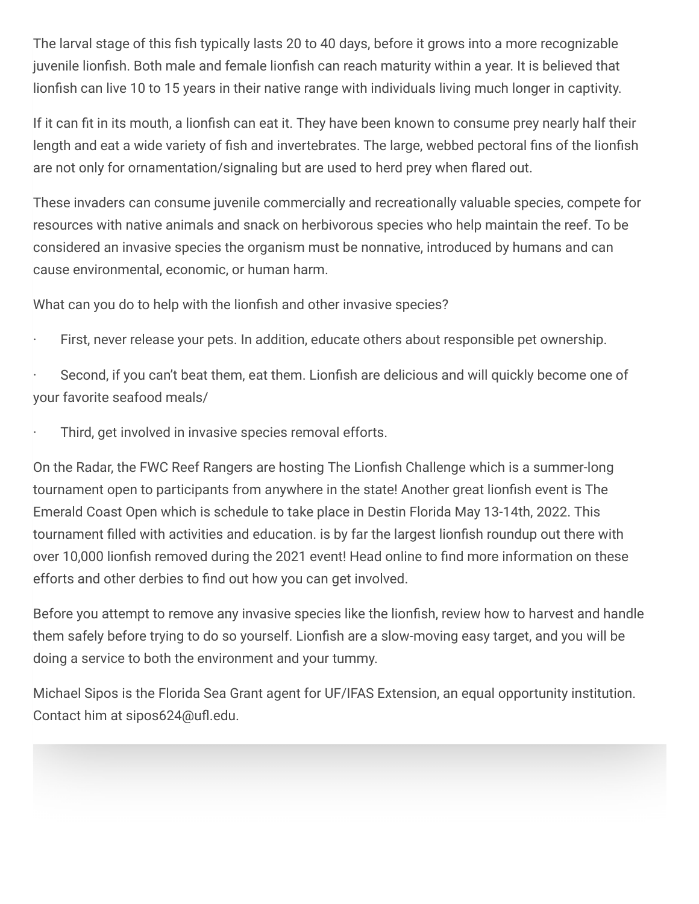The larval stage of this fish typically lasts 20 to 40 days, before it grows into a more recognizable juvenile lionfish. Both male and female lionfish can reach maturity within a year. It is believed that lionfish can live 10 to 15 years in their native range with individuals living much longer in captivity.

If it can fit in its mouth, a lionfish can eat it. They have been known to consume prey nearly half their length and eat a wide variety of fish and invertebrates. The large, webbed pectoral fins of the lionfish are not only for ornamentation/signaling but are used to herd prey when flared out.

These invaders can consume juvenile commercially and recreationally valuable species, compete for resources with native animals and snack on herbivorous species who help maintain the reef. To be considered an invasive species the organism must be nonnative, introduced by humans and can cause environmental, economic, or human harm.

What can you do to help with the lionfish and other invasive species?

- First, never release your pets. In addition, educate others about responsible pet ownership.
- Second, if you can't beat them, eat them. Lionfish are delicious and will quickly become one of your favorite seafood meals/
- Third, get involved in invasive species removal efforts.

On the Radar, the FWC Reef Rangers are hosting The Lionfish Challenge which is a summer-long tournament open to participants from anywhere in the state! Another great lionfish event is The Emerald Coast Open which is schedule to take place in Destin Florida May 13-14th, 2022. This tournament filled with activities and education. is by far the largest lionfish roundup out there with over 10,000 lionfish removed during the 2021 event! Head online to find more information on these efforts and other derbies to find out how you can get involved.

Before you attempt to remove any invasive species like the lionfish, review how to harvest and handle them safely before trying to do so yourself. Lionfish are a slow-moving easy target, and you will be doing a service to both the environment and your tummy.

Michael Sipos is the Florida Sea Grant agent for UF/IFAS Extension, an equal opportunity institution. Contact him at sipos624@ufl.edu.